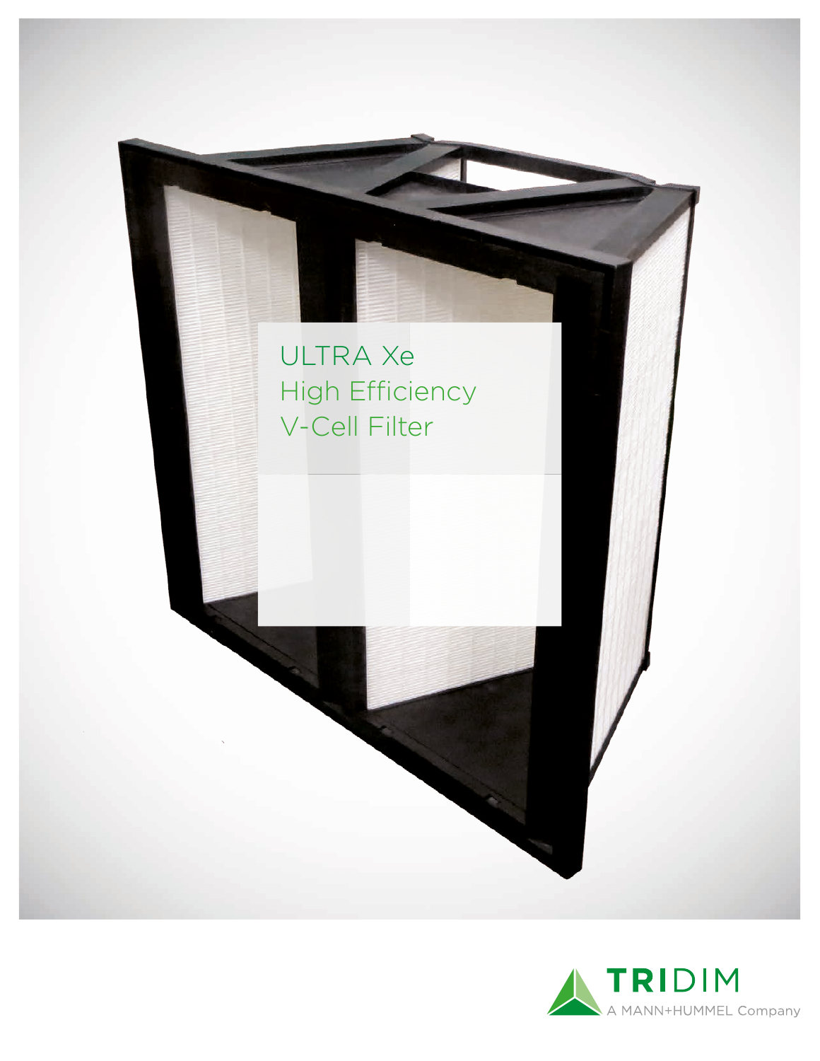# ULTRA Xe High Efficiency V-Cell Filter

TRIDIM
A MANN+HUMMEL Company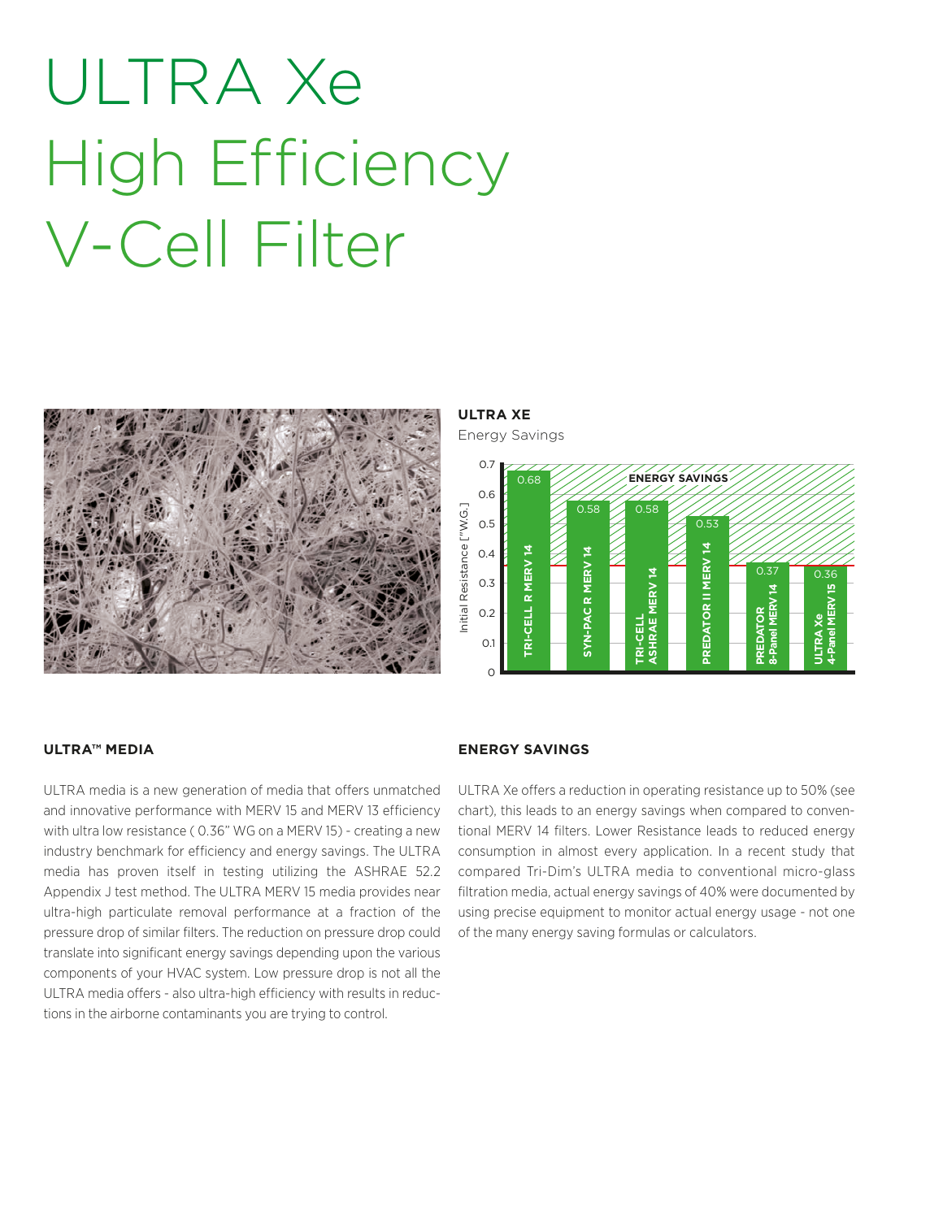# ULTRA Xe High Efficiency V-Cell Filter

**ULTRA XE**

Energy Savings

| Filter | Initial Resistance ["W.G.] |
|---|---|
| TRI-CELL R MERV 14 | 0.68 |
| SYN-PAC R MERV 14 | 0.58 |
| TRI-CELL ASHRAE MERV 14 | 0.58 |
| PREDATOR II MERV 14 | 0.53 |
| PREDATOR 8-Panel MERV 14 | 0.37 |
| ULTRA Xe 4-Panel MERV 15 | 0.36 |

ENERGY SAVINGS

### ULTRA™ MEDIA

ULTRA media is a new generation of media that offers unmatched and innovative performance with MERV 15 and MERV 13 efficiency with ultra low resistance ( 0.36" WG on a MERV 15) - creating a new industry benchmark for efficiency and energy savings. The ULTRA media has proven itself in testing utilizing the ASHRAE 52.2 Appendix J test method. The ULTRA MERV 15 media provides near ultra-high particulate removal performance at a fraction of the pressure drop of similar filters. The reduction on pressure drop could translate into significant energy savings depending upon the various components of your HVAC system. Low pressure drop is not all the ULTRA media offers - also ultra-high efficiency with results in reductions in the airborne contaminants you are trying to control.

### ENERGY SAVINGS

ULTRA Xe offers a reduction in operating resistance up to 50% (see chart), this leads to an energy savings when compared to conventional MERV 14 filters. Lower Resistance leads to reduced energy consumption in almost every application. In a recent study that compared Tri-Dim's ULTRA media to conventional micro-glass filtration media, actual energy savings of 40% were documented by using precise equipment to monitor actual energy usage - not one of the many energy saving formulas or calculators.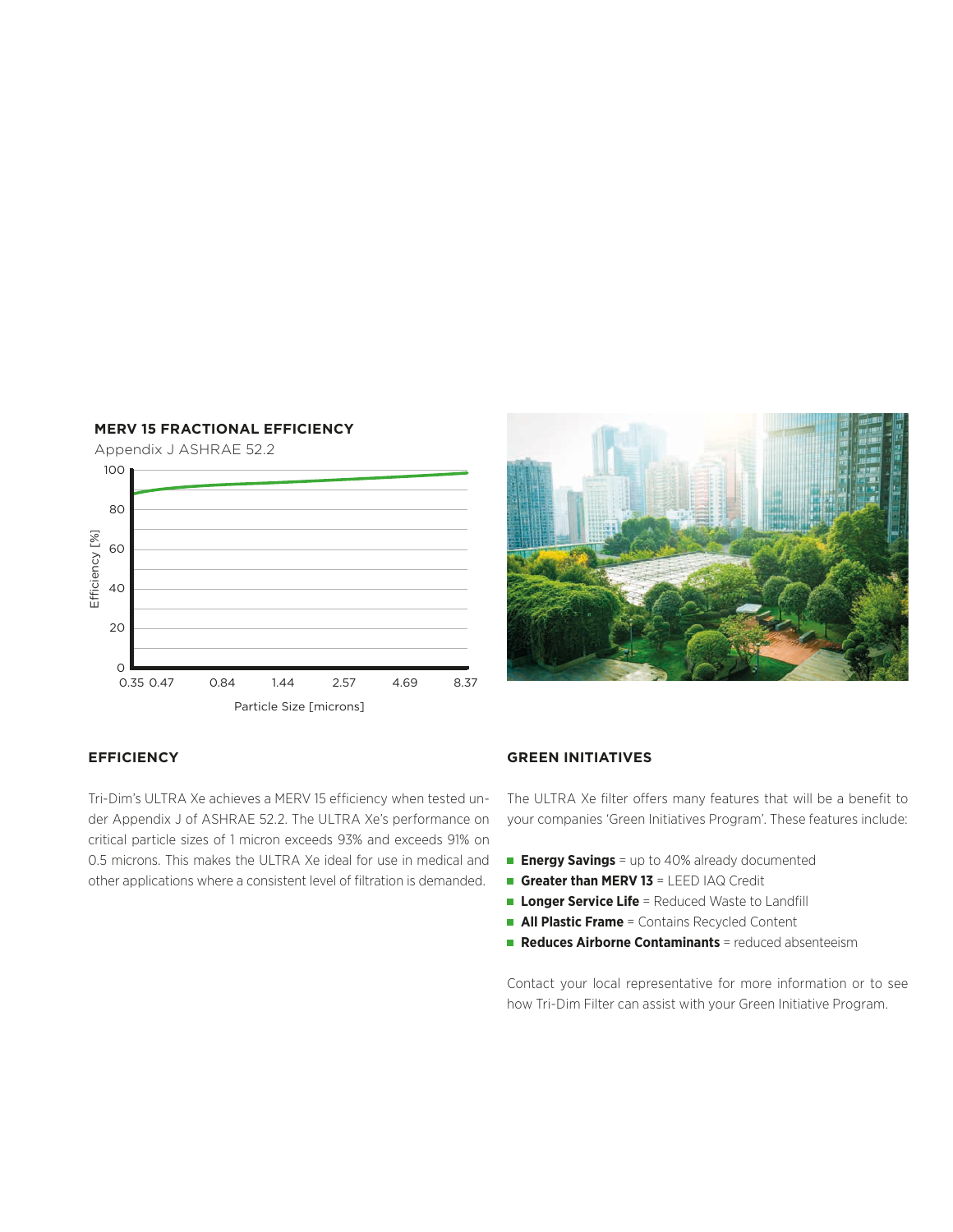**MERV 15 FRACTIONAL EFFICIENCY**

Appendix J ASHRAE 52.2

## EFFICIENCY

Tri-Dim's ULTRA Xe achieves a MERV 15 efficiency when tested under Appendix J of ASHRAE 52.2. The ULTRA Xe's performance on critical particle sizes of 1 micron exceeds 93% and exceeds 91% on 0.5 microns. This makes the ULTRA Xe ideal for use in medical and other applications where a consistent level of filtration is demanded.

## GREEN INITIATIVES

The ULTRA Xe filter offers many features that will be a benefit to your companies 'Green Initiatives Program'. These features include:

- **Energy Savings** = up to 40% already documented
- **Greater than MERV 13** = LEED IAQ Credit
- **Longer Service Life** = Reduced Waste to Landfill
- **All Plastic Frame** = Contains Recycled Content
- **Reduces Airborne Contaminants** = reduced absenteeism

Contact your local representative for more information or to see how Tri-Dim Filter can assist with your Green Initiative Program.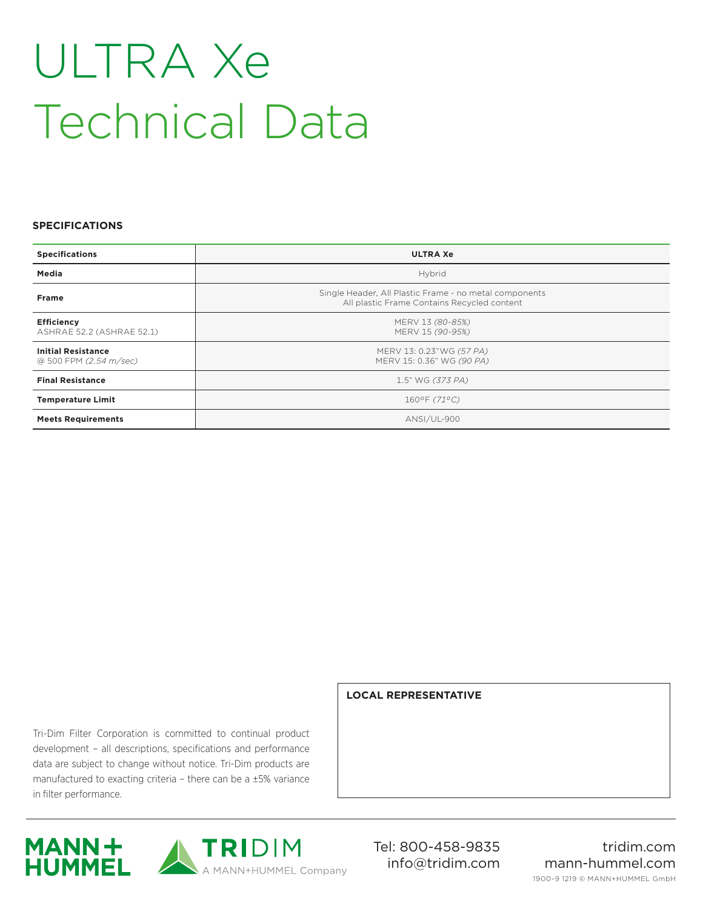# ULTRA Xe Technical Data

**SPECIFICATIONS**

| **Specifications** | **ULTRA Xe** |
| --- | --- |
| **Media** | Hybrid |
| **Frame** | Single Header, All Plastic Frame - no metal components<br>All plastic Frame Contains Recycled content |
| **Efficiency**<br>ASHRAE 52.2 (ASHRAE 52.1) | MERV 13 *(80-85%)*<br>MERV 15 *(90-95%)* |
| **Initial Resistance**<br>@ 500 FPM *(2.54 m/sec)* | MERV 13: 0.23"WG *(57 PA)*<br>MERV 15: 0.36" WG *(90 PA)* |
| **Final Resistance** | 1.5" WG *(373 PA)* |
| **Temperature Limit** | 160°F *(71°C)* |
| **Meets Requirements** | ANSI/UL-900 |

Tri-Dim Filter Corporation is committed to continual product development – all descriptions, specifications and performance data are subject to change without notice. Tri-Dim products are manufactured to exacting criteria – there can be a ±5% variance in filter performance.

**LOCAL REPRESENTATIVE**

MANN+HUMMEL

TRIDIM
A MANN+HUMMEL Company

Tel: 800-458-9835
info@tridim.com

tridim.com
mann-hummel.com

1900-9 1219 © MANN+HUMMEL GmbH